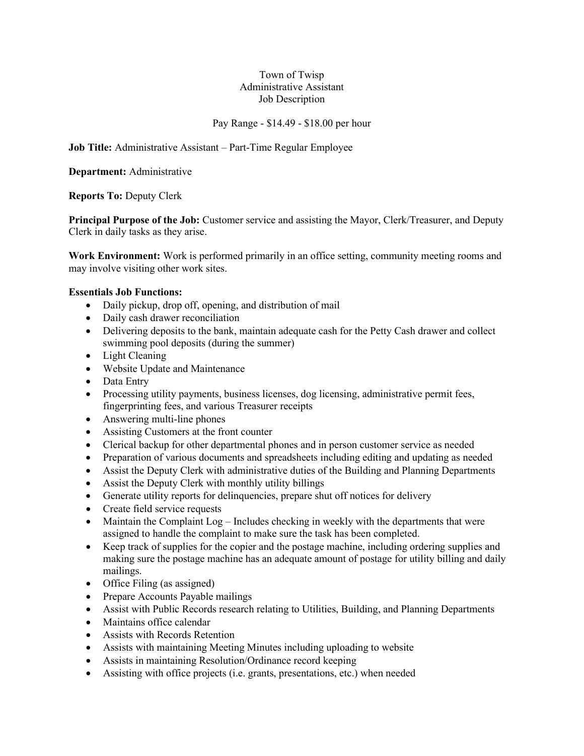# Town of Twisp
# Administrative Assistant
# Job Description

Pay Range - $14.49 - $18.00 per hour

**Job Title:** Administrative Assistant – Part-Time Regular Employee

**Department:** Administrative

**Reports To:** Deputy Clerk

**Principal Purpose of the Job:** Customer service and assisting the Mayor, Clerk/Treasurer, and Deputy Clerk in daily tasks as they arise.

**Work Environment:** Work is performed primarily in an office setting, community meeting rooms and may involve visiting other work sites.

**Essentials Job Functions:**

- Daily pickup, drop off, opening, and distribution of mail
- Daily cash drawer reconciliation
- Delivering deposits to the bank, maintain adequate cash for the Petty Cash drawer and collect swimming pool deposits (during the summer)
- Light Cleaning
- Website Update and Maintenance
- Data Entry
- Processing utility payments, business licenses, dog licensing, administrative permit fees, fingerprinting fees, and various Treasurer receipts
- Answering multi-line phones
- Assisting Customers at the front counter
- Clerical backup for other departmental phones and in person customer service as needed
- Preparation of various documents and spreadsheets including editing and updating as needed
- Assist the Deputy Clerk with administrative duties of the Building and Planning Departments
- Assist the Deputy Clerk with monthly utility billings
- Generate utility reports for delinquencies, prepare shut off notices for delivery
- Create field service requests
- Maintain the Complaint Log – Includes checking in weekly with the departments that were assigned to handle the complaint to make sure the task has been completed.
- Keep track of supplies for the copier and the postage machine, including ordering supplies and making sure the postage machine has an adequate amount of postage for utility billing and daily mailings.
- Office Filing (as assigned)
- Prepare Accounts Payable mailings
- Assist with Public Records research relating to Utilities, Building, and Planning Departments
- Maintains office calendar
- Assists with Records Retention
- Assists with maintaining Meeting Minutes including uploading to website
- Assists in maintaining Resolution/Ordinance record keeping
- Assisting with office projects (i.e. grants, presentations, etc.) when needed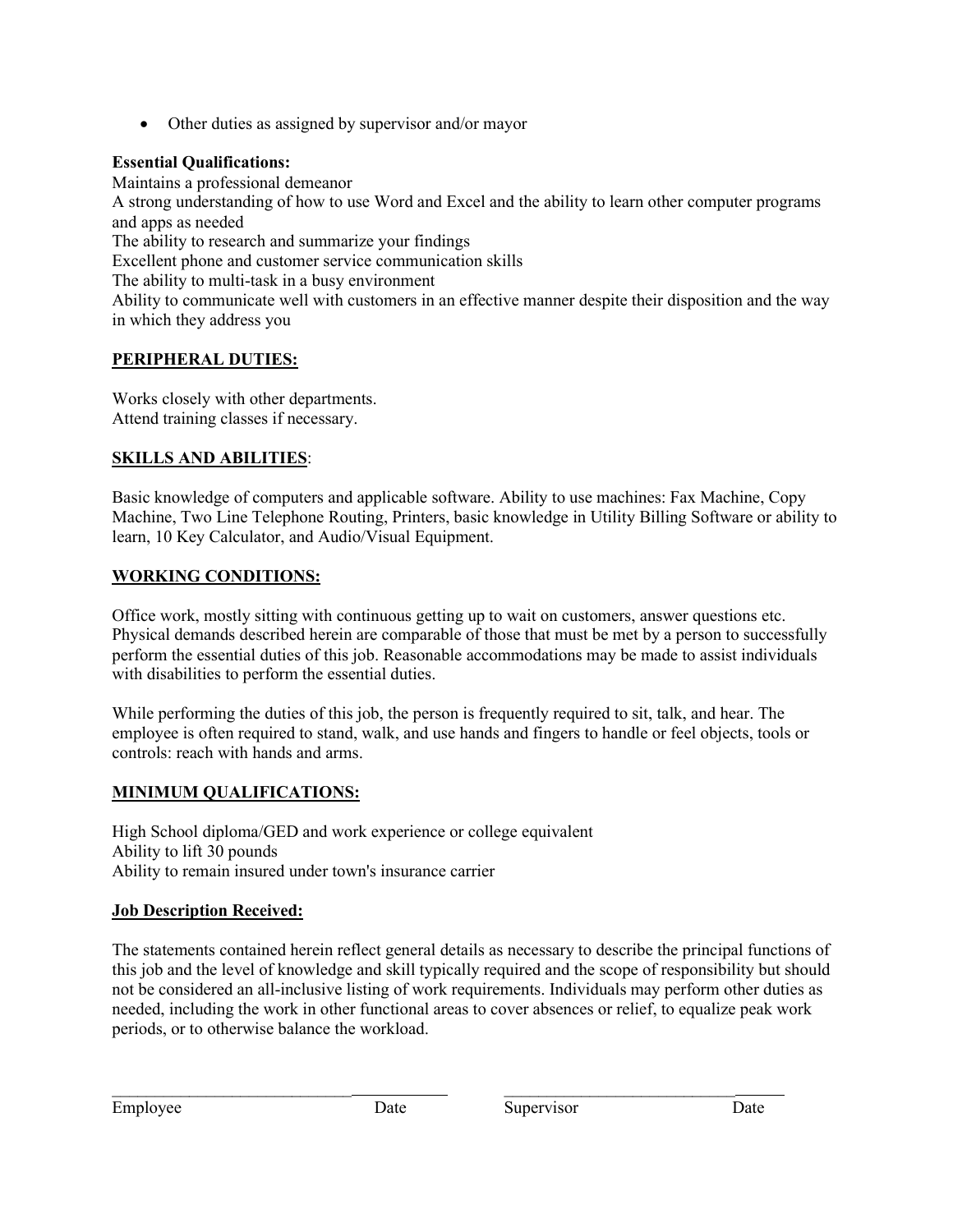- Other duties as assigned by supervisor and/or mayor

**Essential Qualifications:**
Maintains a professional demeanor
A strong understanding of how to use Word and Excel and the ability to learn other computer programs and apps as needed
The ability to research and summarize your findings
Excellent phone and customer service communication skills
The ability to multi-task in a busy environment
Ability to communicate well with customers in an effective manner despite their disposition and the way in which they address you

## PERIPHERAL DUTIES:

Works closely with other departments.
Attend training classes if necessary.

## SKILLS AND ABILITIES:

Basic knowledge of computers and applicable software. Ability to use machines: Fax Machine, Copy Machine, Two Line Telephone Routing, Printers, basic knowledge in Utility Billing Software or ability to learn, 10 Key Calculator, and Audio/Visual Equipment.

## WORKING CONDITIONS:

Office work, mostly sitting with continuous getting up to wait on customers, answer questions etc. Physical demands described herein are comparable of those that must be met by a person to successfully perform the essential duties of this job. Reasonable accommodations may be made to assist individuals with disabilities to perform the essential duties.

While performing the duties of this job, the person is frequently required to sit, talk, and hear. The employee is often required to stand, walk, and use hands and fingers to handle or feel objects, tools or controls: reach with hands and arms.

## MINIMUM QUALIFICATIONS:

High School diploma/GED and work experience or college equivalent
Ability to lift 30 pounds
Ability to remain insured under town's insurance carrier

## Job Description Received:

The statements contained herein reflect general details as necessary to describe the principal functions of this job and the level of knowledge and skill typically required and the scope of responsibility but should not be considered an all-inclusive listing of work requirements. Individuals may perform other duties as needed, including the work in other functional areas to cover absences or relief, to equalize peak work periods, or to otherwise balance the workload.

\_\_\_\_\_\_\_\_\_\_\_\_\_\_\_\_\_\_\_\_\_\_\_\_\_\_\_\_\_\_\_\_\_\_\_\_\_\_\_\_ \_\_\_\_\_\_\_\_\_\_\_\_\_\_\_\_\_\_\_\_\_\_\_\_\_\_\_\_\_\_\_\_\_\_\_\_\_\_\_\_
Employee Date Supervisor Date